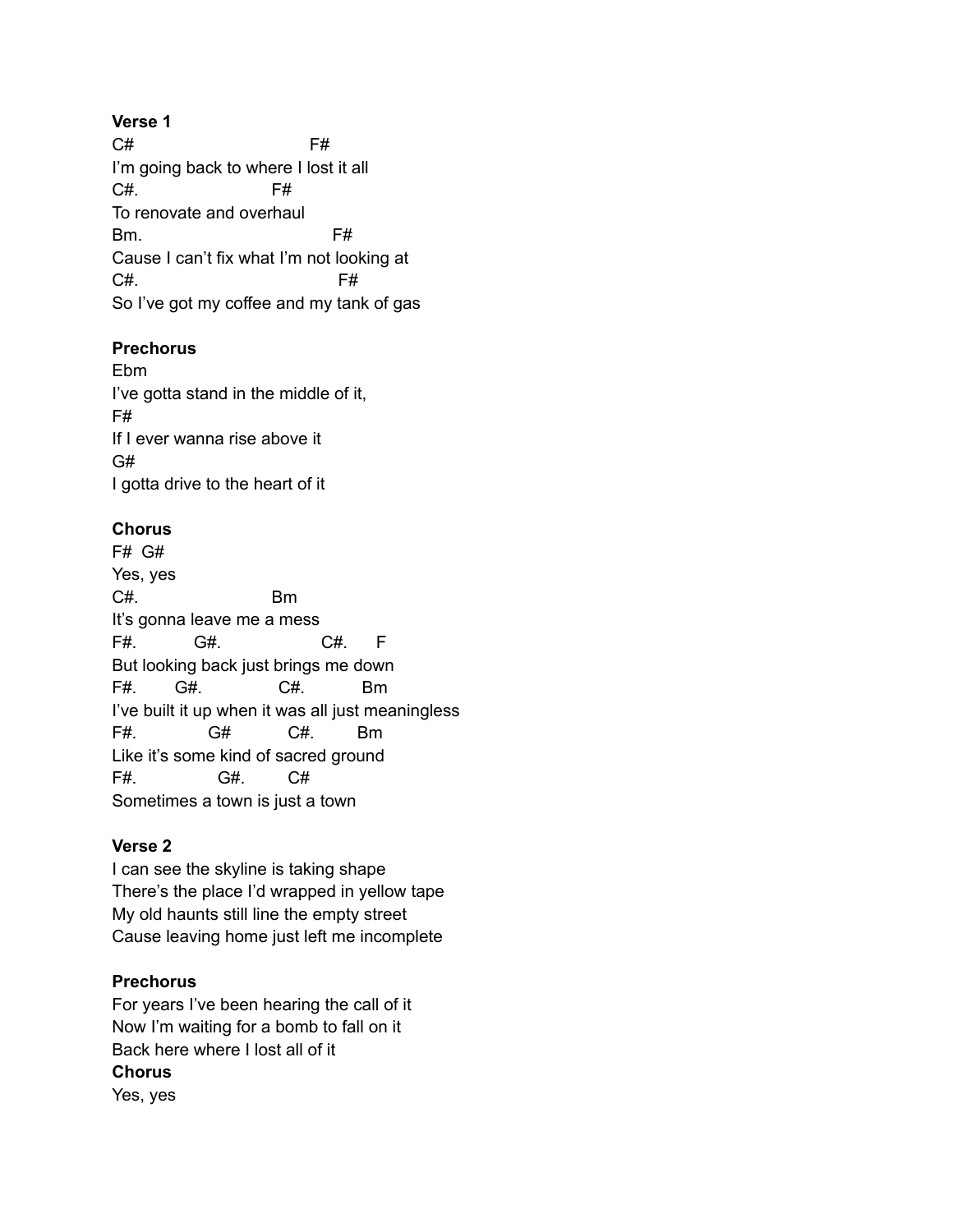**Verse 1**

```
C#                               F#
I'm going back to where I lost it all
C#.                       F#
To renovate and overhaul
Bm.                                F#
Cause I can't fix what I'm not looking at
C#.                                 F#
So I've got my coffee and my tank of gas
```

**Prechorus**

```
Ebm
I've gotta stand in the middle of it,
F#
If I ever wanna rise above it
G#
I gotta drive to the heart of it
```

**Chorus**

```
F#  G#
Yes, yes
C#.                       Bm
It's gonna leave me a mess
F#.          G#.                 C#.      F
But looking back just brings me down
F#.       G#.              C#.          Bm
I've built it up when it was all just meaningless
F#.             G#           C#.        Bm
Like it's some kind of sacred ground
F#.               G#.        C#
Sometimes a town is just a town
```

**Verse 2**

I can see the skyline is taking shape
There's the place I'd wrapped in yellow tape
My old haunts still line the empty street
Cause leaving home just left me incomplete

**Prechorus**

For years I've been hearing the call of it
Now I'm waiting for a bomb to fall on it
Back here where I lost all of it

**Chorus**

Yes, yes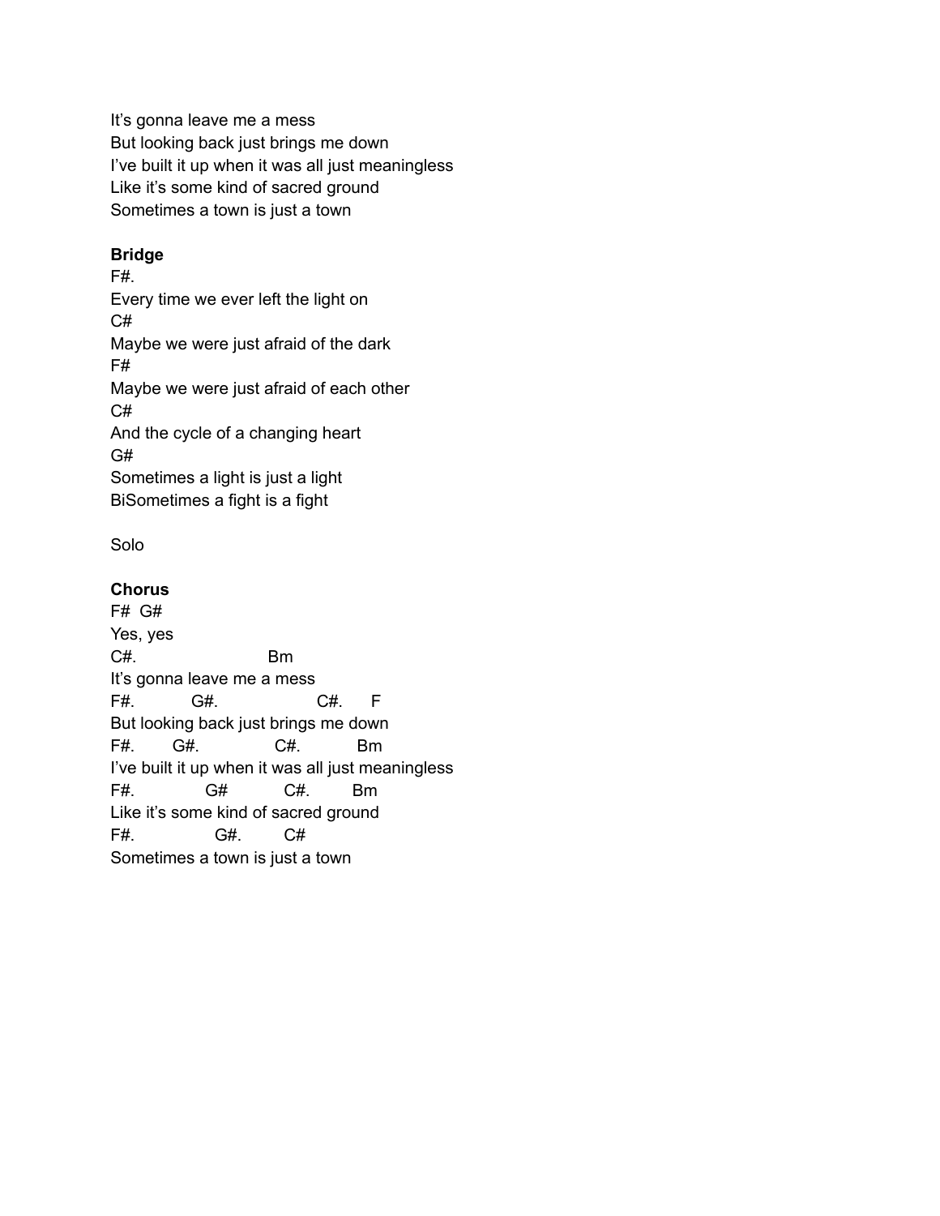It's gonna leave me a mess
But looking back just brings me down
I've built it up when it was all just meaningless
Like it's some kind of sacred ground
Sometimes a town is just a town

**Bridge**
F#.
Every time we ever left the light on
C#
Maybe we were just afraid of the dark
F#
Maybe we were just afraid of each other
C#
And the cycle of a changing heart
G#
Sometimes a light is just a light
BiSometimes a fight is a fight

Solo

**Chorus**

```
F#  G#
Yes, yes
C#.                       Bm
It's gonna leave me a mess
F#.          G#.                C#.      F
But looking back just brings me down
F#.        G#.             C#.          Bm
I've built it up when it was all just meaningless
F#.              G#           C#.        Bm
Like it's some kind of sacred ground
F#.                G#.        C#
Sometimes a town is just a town
```